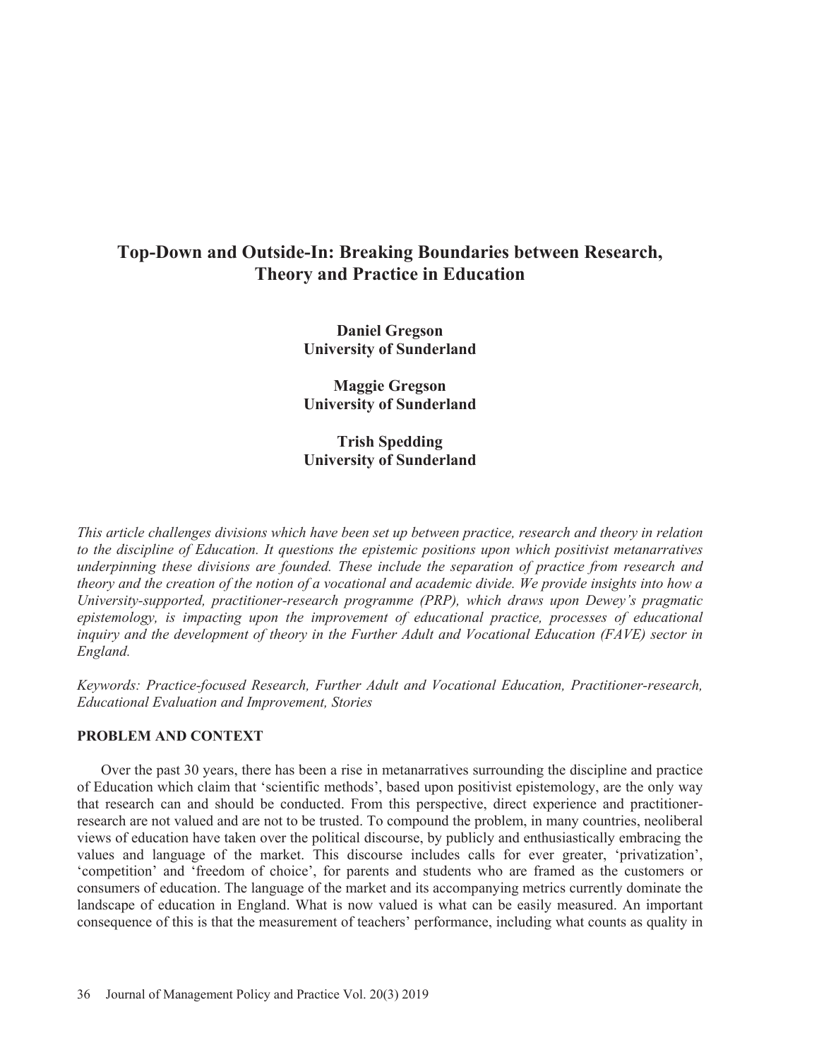# Top-Down and Outside-In: Breaking Boundaries between Research, Theory and Practice in Education

**Daniel Gregson**
**University of Sunderland**

**Maggie Gregson**
**University of Sunderland**

**Trish Spedding**
**University of Sunderland**

*This article challenges divisions which have been set up between practice, research and theory in relation to the discipline of Education. It questions the epistemic positions upon which positivist metanarratives underpinning these divisions are founded. These include the separation of practice from research and theory and the creation of the notion of a vocational and academic divide. We provide insights into how a University-supported, practitioner-research programme (PRP), which draws upon Dewey's pragmatic epistemology, is impacting upon the improvement of educational practice, processes of educational inquiry and the development of theory in the Further Adult and Vocational Education (FAVE) sector in England.*

*Keywords: Practice-focused Research, Further Adult and Vocational Education, Practitioner-research, Educational Evaluation and Improvement, Stories*

## PROBLEM AND CONTEXT

Over the past 30 years, there has been a rise in metanarratives surrounding the discipline and practice of Education which claim that 'scientific methods', based upon positivist epistemology, are the only way that research can and should be conducted. From this perspective, direct experience and practitioner-research are not valued and are not to be trusted. To compound the problem, in many countries, neoliberal views of education have taken over the political discourse, by publicly and enthusiastically embracing the values and language of the market. This discourse includes calls for ever greater, 'privatization', 'competition' and 'freedom of choice', for parents and students who are framed as the customers or consumers of education. The language of the market and its accompanying metrics currently dominate the landscape of education in England. What is now valued is what can be easily measured. An important consequence of this is that the measurement of teachers' performance, including what counts as quality in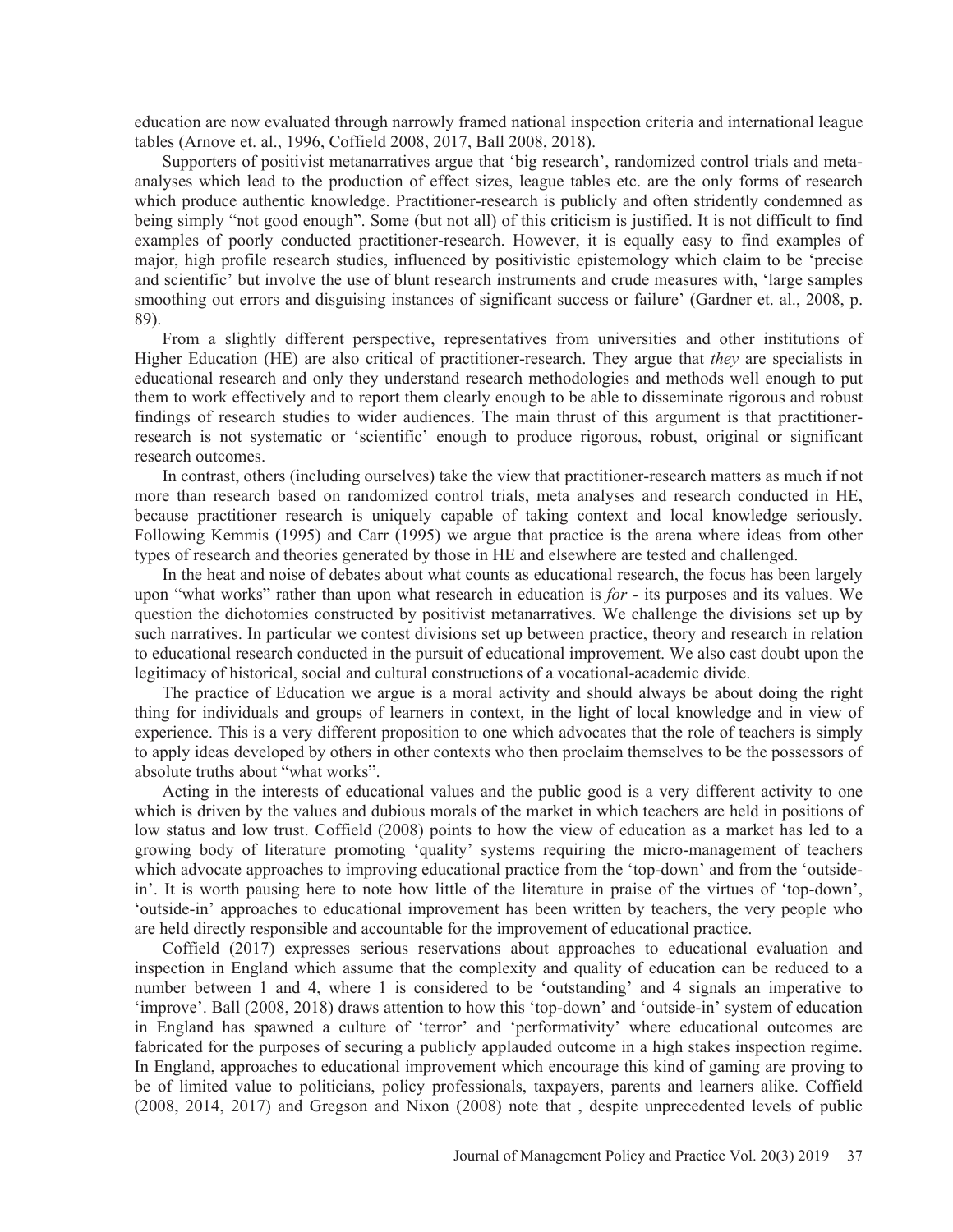education are now evaluated through narrowly framed national inspection criteria and international league tables (Arnove et. al., 1996, Coffield 2008, 2017, Ball 2008, 2018).

Supporters of positivist metanarratives argue that 'big research', randomized control trials and meta-analyses which lead to the production of effect sizes, league tables etc. are the only forms of research which produce authentic knowledge. Practitioner-research is publicly and often stridently condemned as being simply "not good enough". Some (but not all) of this criticism is justified. It is not difficult to find examples of poorly conducted practitioner-research. However, it is equally easy to find examples of major, high profile research studies, influenced by positivistic epistemology which claim to be 'precise and scientific' but involve the use of blunt research instruments and crude measures with, 'large samples smoothing out errors and disguising instances of significant success or failure' (Gardner et. al., 2008, p. 89).

From a slightly different perspective, representatives from universities and other institutions of Higher Education (HE) are also critical of practitioner-research. They argue that *they* are specialists in educational research and only they understand research methodologies and methods well enough to put them to work effectively and to report them clearly enough to be able to disseminate rigorous and robust findings of research studies to wider audiences. The main thrust of this argument is that practitioner-research is not systematic or 'scientific' enough to produce rigorous, robust, original or significant research outcomes.

In contrast, others (including ourselves) take the view that practitioner-research matters as much if not more than research based on randomized control trials, meta analyses and research conducted in HE, because practitioner research is uniquely capable of taking context and local knowledge seriously. Following Kemmis (1995) and Carr (1995) we argue that practice is the arena where ideas from other types of research and theories generated by those in HE and elsewhere are tested and challenged.

In the heat and noise of debates about what counts as educational research, the focus has been largely upon "what works" rather than upon what research in education is *for* - its purposes and its values. We question the dichotomies constructed by positivist metanarratives. We challenge the divisions set up by such narratives. In particular we contest divisions set up between practice, theory and research in relation to educational research conducted in the pursuit of educational improvement. We also cast doubt upon the legitimacy of historical, social and cultural constructions of a vocational-academic divide.

The practice of Education we argue is a moral activity and should always be about doing the right thing for individuals and groups of learners in context, in the light of local knowledge and in view of experience. This is a very different proposition to one which advocates that the role of teachers is simply to apply ideas developed by others in other contexts who then proclaim themselves to be the possessors of absolute truths about "what works".

Acting in the interests of educational values and the public good is a very different activity to one which is driven by the values and dubious morals of the market in which teachers are held in positions of low status and low trust. Coffield (2008) points to how the view of education as a market has led to a growing body of literature promoting 'quality' systems requiring the micro-management of teachers which advocate approaches to improving educational practice from the 'top-down' and from the 'outside-in'. It is worth pausing here to note how little of the literature in praise of the virtues of 'top-down', 'outside-in' approaches to educational improvement has been written by teachers, the very people who are held directly responsible and accountable for the improvement of educational practice.

Coffield (2017) expresses serious reservations about approaches to educational evaluation and inspection in England which assume that the complexity and quality of education can be reduced to a number between 1 and 4, where 1 is considered to be 'outstanding' and 4 signals an imperative to 'improve'. Ball (2008, 2018) draws attention to how this 'top-down' and 'outside-in' system of education in England has spawned a culture of 'terror' and 'performativity' where educational outcomes are fabricated for the purposes of securing a publicly applauded outcome in a high stakes inspection regime. In England, approaches to educational improvement which encourage this kind of gaming are proving to be of limited value to politicians, policy professionals, taxpayers, parents and learners alike. Coffield (2008, 2014, 2017) and Gregson and Nixon (2008) note that , despite unprecedented levels of public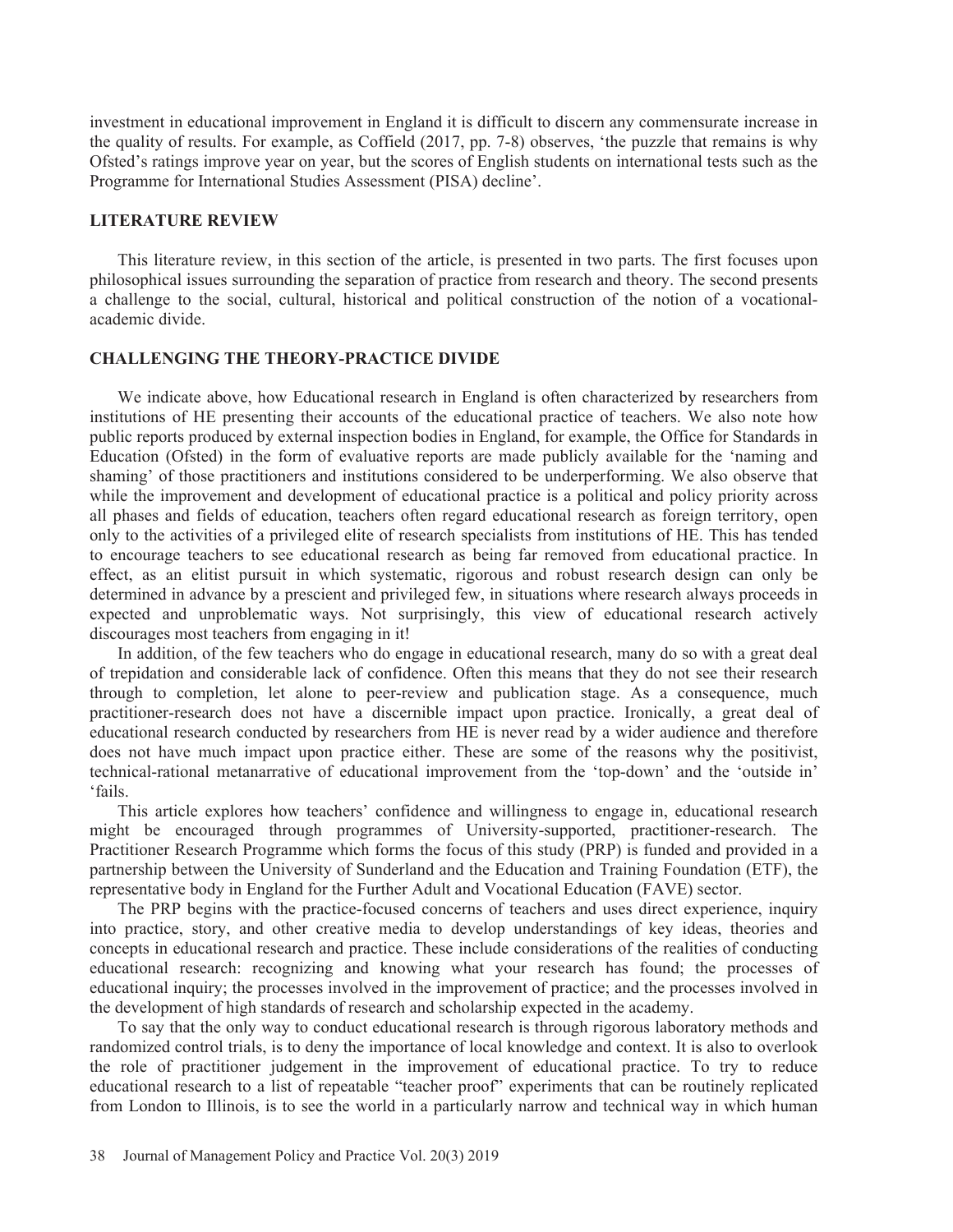investment in educational improvement in England it is difficult to discern any commensurate increase in the quality of results. For example, as Coffield (2017, pp. 7-8) observes, 'the puzzle that remains is why Ofsted's ratings improve year on year, but the scores of English students on international tests such as the Programme for International Studies Assessment (PISA) decline'.

## LITERATURE REVIEW

This literature review, in this section of the article, is presented in two parts. The first focuses upon philosophical issues surrounding the separation of practice from research and theory. The second presents a challenge to the social, cultural, historical and political construction of the notion of a vocational-academic divide.

## CHALLENGING THE THEORY-PRACTICE DIVIDE

We indicate above, how Educational research in England is often characterized by researchers from institutions of HE presenting their accounts of the educational practice of teachers. We also note how public reports produced by external inspection bodies in England, for example, the Office for Standards in Education (Ofsted) in the form of evaluative reports are made publicly available for the 'naming and shaming' of those practitioners and institutions considered to be underperforming. We also observe that while the improvement and development of educational practice is a political and policy priority across all phases and fields of education, teachers often regard educational research as foreign territory, open only to the activities of a privileged elite of research specialists from institutions of HE. This has tended to encourage teachers to see educational research as being far removed from educational practice. In effect, as an elitist pursuit in which systematic, rigorous and robust research design can only be determined in advance by a prescient and privileged few, in situations where research always proceeds in expected and unproblematic ways. Not surprisingly, this view of educational research actively discourages most teachers from engaging in it!

In addition, of the few teachers who do engage in educational research, many do so with a great deal of trepidation and considerable lack of confidence. Often this means that they do not see their research through to completion, let alone to peer-review and publication stage. As a consequence, much practitioner-research does not have a discernible impact upon practice. Ironically, a great deal of educational research conducted by researchers from HE is never read by a wider audience and therefore does not have much impact upon practice either. These are some of the reasons why the positivist, technical-rational metanarrative of educational improvement from the 'top-down' and the 'outside in' 'fails.

This article explores how teachers' confidence and willingness to engage in, educational research might be encouraged through programmes of University-supported, practitioner-research. The Practitioner Research Programme which forms the focus of this study (PRP) is funded and provided in a partnership between the University of Sunderland and the Education and Training Foundation (ETF), the representative body in England for the Further Adult and Vocational Education (FAVE) sector.

The PRP begins with the practice-focused concerns of teachers and uses direct experience, inquiry into practice, story, and other creative media to develop understandings of key ideas, theories and concepts in educational research and practice. These include considerations of the realities of conducting educational research: recognizing and knowing what your research has found; the processes of educational inquiry; the processes involved in the improvement of practice; and the processes involved in the development of high standards of research and scholarship expected in the academy.

To say that the only way to conduct educational research is through rigorous laboratory methods and randomized control trials, is to deny the importance of local knowledge and context. It is also to overlook the role of practitioner judgement in the improvement of educational practice. To try to reduce educational research to a list of repeatable "teacher proof" experiments that can be routinely replicated from London to Illinois, is to see the world in a particularly narrow and technical way in which human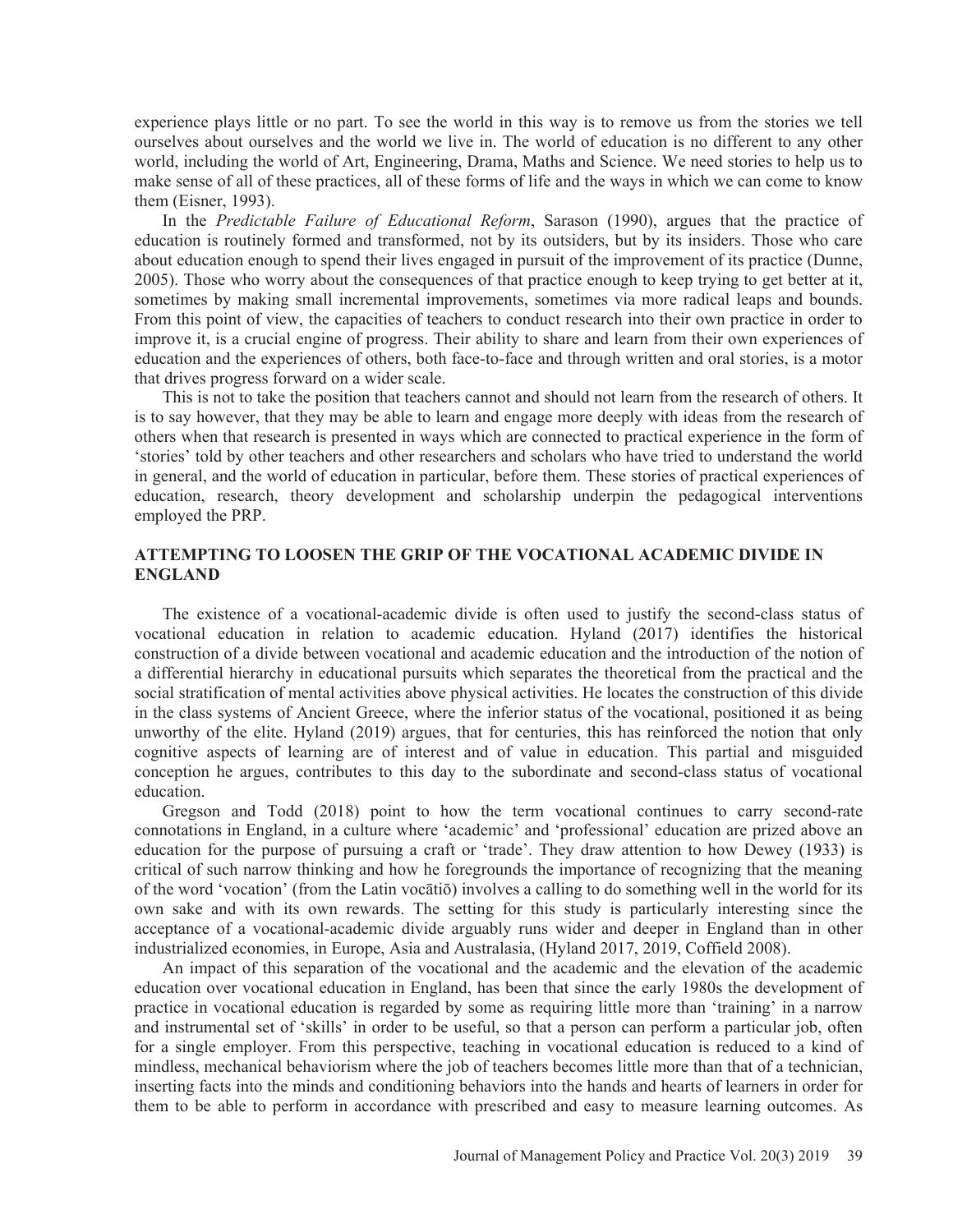experience plays little or no part. To see the world in this way is to remove us from the stories we tell ourselves about ourselves and the world we live in. The world of education is no different to any other world, including the world of Art, Engineering, Drama, Maths and Science. We need stories to help us to make sense of all of these practices, all of these forms of life and the ways in which we can come to know them (Eisner, 1993).

In the *Predictable Failure of Educational Reform*, Sarason (1990), argues that the practice of education is routinely formed and transformed, not by its outsiders, but by its insiders. Those who care about education enough to spend their lives engaged in pursuit of the improvement of its practice (Dunne, 2005). Those who worry about the consequences of that practice enough to keep trying to get better at it, sometimes by making small incremental improvements, sometimes via more radical leaps and bounds. From this point of view, the capacities of teachers to conduct research into their own practice in order to improve it, is a crucial engine of progress. Their ability to share and learn from their own experiences of education and the experiences of others, both face-to-face and through written and oral stories, is a motor that drives progress forward on a wider scale.

This is not to take the position that teachers cannot and should not learn from the research of others. It is to say however, that they may be able to learn and engage more deeply with ideas from the research of others when that research is presented in ways which are connected to practical experience in the form of 'stories' told by other teachers and other researchers and scholars who have tried to understand the world in general, and the world of education in particular, before them. These stories of practical experiences of education, research, theory development and scholarship underpin the pedagogical interventions employed the PRP.

## ATTEMPTING TO LOOSEN THE GRIP OF THE VOCATIONAL ACADEMIC DIVIDE IN ENGLAND

The existence of a vocational-academic divide is often used to justify the second-class status of vocational education in relation to academic education. Hyland (2017) identifies the historical construction of a divide between vocational and academic education and the introduction of the notion of a differential hierarchy in educational pursuits which separates the theoretical from the practical and the social stratification of mental activities above physical activities. He locates the construction of this divide in the class systems of Ancient Greece, where the inferior status of the vocational, positioned it as being unworthy of the elite. Hyland (2019) argues, that for centuries, this has reinforced the notion that only cognitive aspects of learning are of interest and of value in education. This partial and misguided conception he argues, contributes to this day to the subordinate and second-class status of vocational education.

Gregson and Todd (2018) point to how the term vocational continues to carry second-rate connotations in England, in a culture where 'academic' and 'professional' education are prized above an education for the purpose of pursuing a craft or 'trade'. They draw attention to how Dewey (1933) is critical of such narrow thinking and how he foregrounds the importance of recognizing that the meaning of the word 'vocation' (from the Latin vocātiō) involves a calling to do something well in the world for its own sake and with its own rewards. The setting for this study is particularly interesting since the acceptance of a vocational-academic divide arguably runs wider and deeper in England than in other industrialized economies, in Europe, Asia and Australasia, (Hyland 2017, 2019, Coffield 2008).

An impact of this separation of the vocational and the academic and the elevation of the academic education over vocational education in England, has been that since the early 1980s the development of practice in vocational education is regarded by some as requiring little more than 'training' in a narrow and instrumental set of 'skills' in order to be useful, so that a person can perform a particular job, often for a single employer. From this perspective, teaching in vocational education is reduced to a kind of mindless, mechanical behaviorism where the job of teachers becomes little more than that of a technician, inserting facts into the minds and conditioning behaviors into the hands and hearts of learners in order for them to be able to perform in accordance with prescribed and easy to measure learning outcomes. As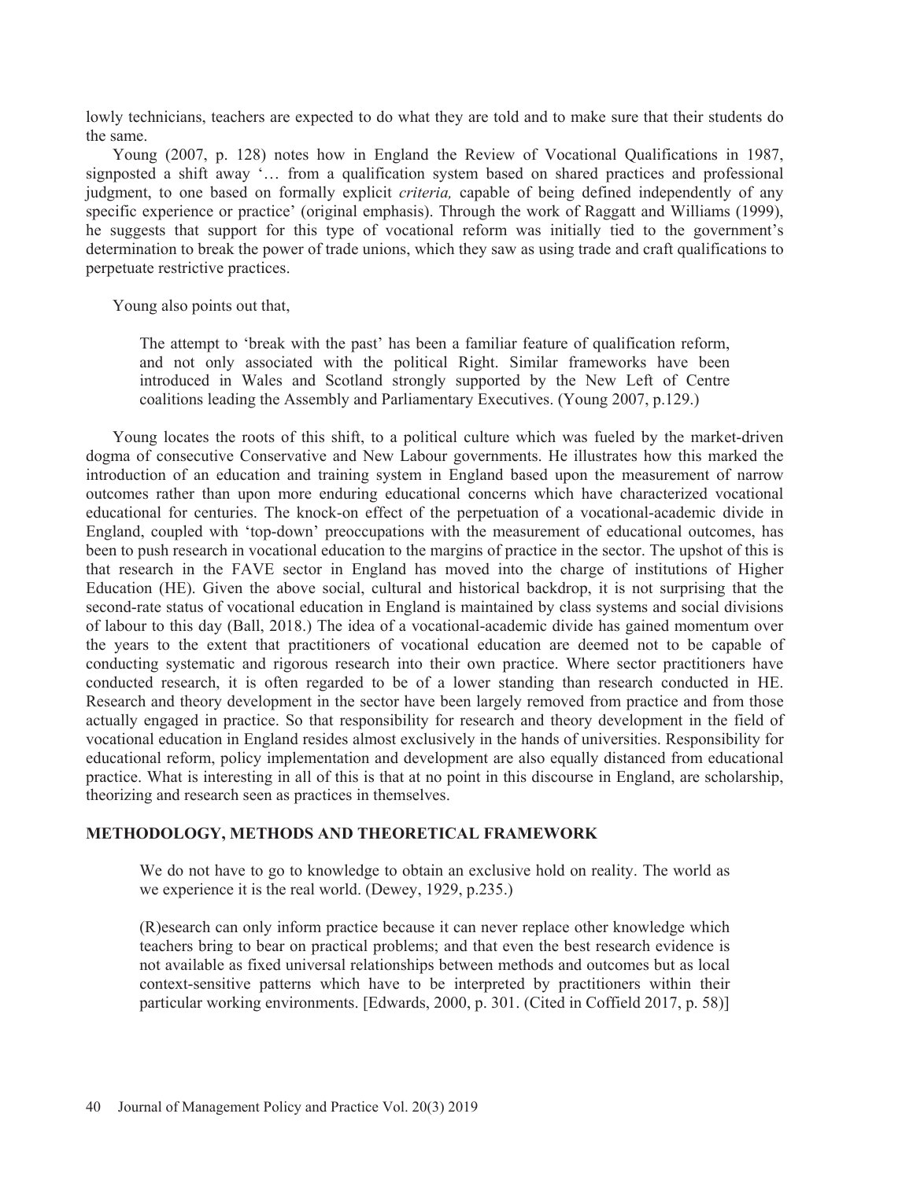lowly technicians, teachers are expected to do what they are told and to make sure that their students do the same.

Young (2007, p. 128) notes how in England the Review of Vocational Qualifications in 1987, signposted a shift away '… from a qualification system based on shared practices and professional judgment, to one based on formally explicit *criteria,* capable of being defined independently of any specific experience or practice' (original emphasis). Through the work of Raggatt and Williams (1999), he suggests that support for this type of vocational reform was initially tied to the government's determination to break the power of trade unions, which they saw as using trade and craft qualifications to perpetuate restrictive practices.

Young also points out that,

> The attempt to 'break with the past' has been a familiar feature of qualification reform, and not only associated with the political Right. Similar frameworks have been introduced in Wales and Scotland strongly supported by the New Left of Centre coalitions leading the Assembly and Parliamentary Executives. (Young 2007, p.129.)

Young locates the roots of this shift, to a political culture which was fueled by the market-driven dogma of consecutive Conservative and New Labour governments. He illustrates how this marked the introduction of an education and training system in England based upon the measurement of narrow outcomes rather than upon more enduring educational concerns which have characterized vocational educational for centuries. The knock-on effect of the perpetuation of a vocational-academic divide in England, coupled with 'top-down' preoccupations with the measurement of educational outcomes, has been to push research in vocational education to the margins of practice in the sector. The upshot of this is that research in the FAVE sector in England has moved into the charge of institutions of Higher Education (HE). Given the above social, cultural and historical backdrop, it is not surprising that the second-rate status of vocational education in England is maintained by class systems and social divisions of labour to this day (Ball, 2018.) The idea of a vocational-academic divide has gained momentum over the years to the extent that practitioners of vocational education are deemed not to be capable of conducting systematic and rigorous research into their own practice. Where sector practitioners have conducted research, it is often regarded to be of a lower standing than research conducted in HE. Research and theory development in the sector have been largely removed from practice and from those actually engaged in practice. So that responsibility for research and theory development in the field of vocational education in England resides almost exclusively in the hands of universities. Responsibility for educational reform, policy implementation and development are also equally distanced from educational practice. What is interesting in all of this is that at no point in this discourse in England, are scholarship, theorizing and research seen as practices in themselves.

## METHODOLOGY, METHODS AND THEORETICAL FRAMEWORK

> We do not have to go to knowledge to obtain an exclusive hold on reality. The world as we experience it is the real world. (Dewey, 1929, p.235.)

> (R)esearch can only inform practice because it can never replace other knowledge which teachers bring to bear on practical problems; and that even the best research evidence is not available as fixed universal relationships between methods and outcomes but as local context-sensitive patterns which have to be interpreted by practitioners within their particular working environments. [Edwards, 2000, p. 301. (Cited in Coffield 2017, p. 58)]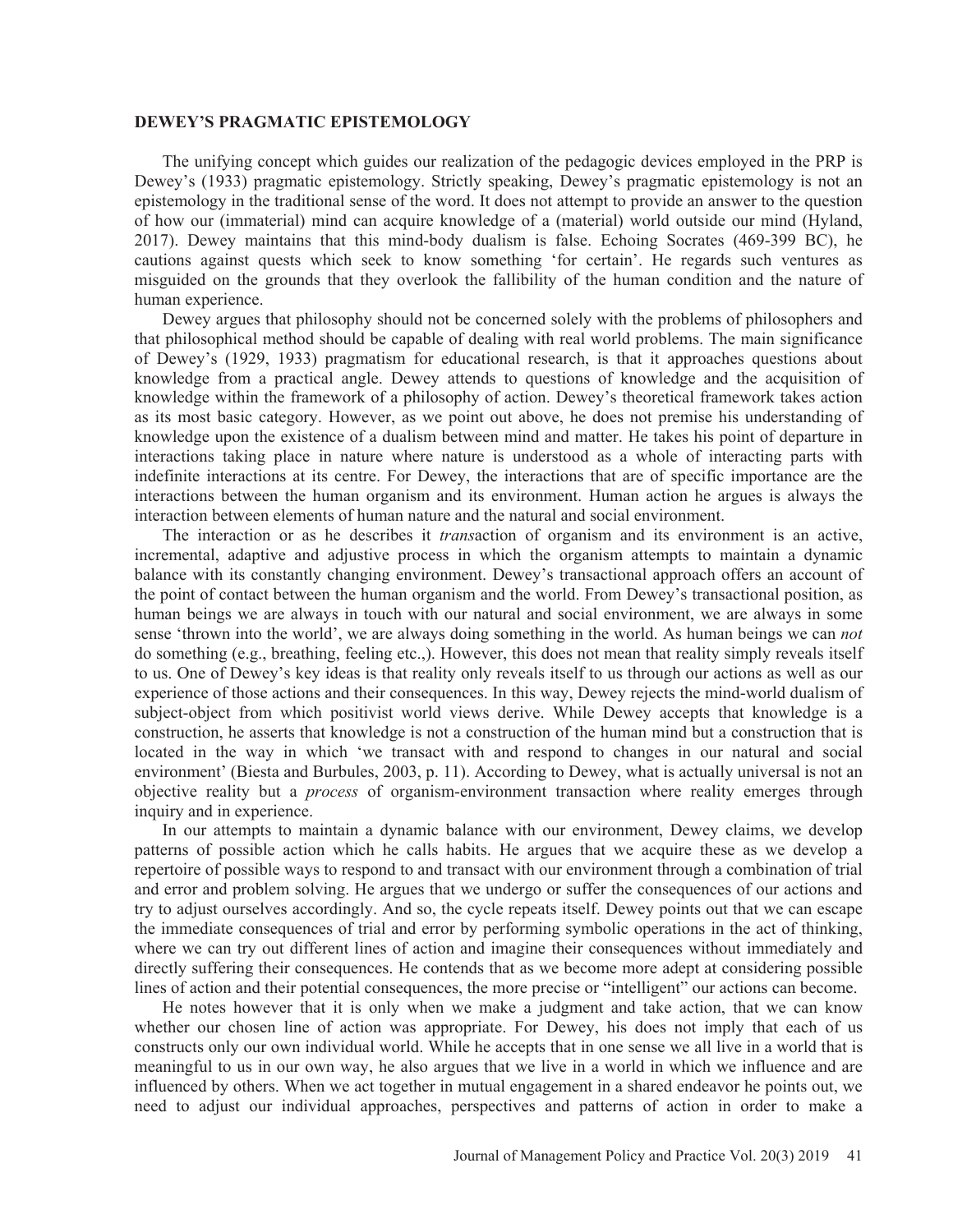## DEWEY'S PRAGMATIC EPISTEMOLOGY

The unifying concept which guides our realization of the pedagogic devices employed in the PRP is Dewey's (1933) pragmatic epistemology. Strictly speaking, Dewey's pragmatic epistemology is not an epistemology in the traditional sense of the word. It does not attempt to provide an answer to the question of how our (immaterial) mind can acquire knowledge of a (material) world outside our mind (Hyland, 2017). Dewey maintains that this mind-body dualism is false. Echoing Socrates (469-399 BC), he cautions against quests which seek to know something 'for certain'. He regards such ventures as misguided on the grounds that they overlook the fallibility of the human condition and the nature of human experience.

Dewey argues that philosophy should not be concerned solely with the problems of philosophers and that philosophical method should be capable of dealing with real world problems. The main significance of Dewey's (1929, 1933) pragmatism for educational research, is that it approaches questions about knowledge from a practical angle. Dewey attends to questions of knowledge and the acquisition of knowledge within the framework of a philosophy of action. Dewey's theoretical framework takes action as its most basic category. However, as we point out above, he does not premise his understanding of knowledge upon the existence of a dualism between mind and matter. He takes his point of departure in interactions taking place in nature where nature is understood as a whole of interacting parts with indefinite interactions at its centre. For Dewey, the interactions that are of specific importance are the interactions between the human organism and its environment. Human action he argues is always the interaction between elements of human nature and the natural and social environment.

The interaction or as he describes it *trans*action of organism and its environment is an active, incremental, adaptive and adjustive process in which the organism attempts to maintain a dynamic balance with its constantly changing environment. Dewey's transactional approach offers an account of the point of contact between the human organism and the world. From Dewey's transactional position, as human beings we are always in touch with our natural and social environment, we are always in some sense 'thrown into the world', we are always doing something in the world. As human beings we can *not* do something (e.g., breathing, feeling etc.,). However, this does not mean that reality simply reveals itself to us. One of Dewey's key ideas is that reality only reveals itself to us through our actions as well as our experience of those actions and their consequences. In this way, Dewey rejects the mind-world dualism of subject-object from which positivist world views derive. While Dewey accepts that knowledge is a construction, he asserts that knowledge is not a construction of the human mind but a construction that is located in the way in which 'we transact with and respond to changes in our natural and social environment' (Biesta and Burbules, 2003, p. 11). According to Dewey, what is actually universal is not an objective reality but a *process* of organism-environment transaction where reality emerges through inquiry and in experience.

In our attempts to maintain a dynamic balance with our environment, Dewey claims, we develop patterns of possible action which he calls habits. He argues that we acquire these as we develop a repertoire of possible ways to respond to and transact with our environment through a combination of trial and error and problem solving. He argues that we undergo or suffer the consequences of our actions and try to adjust ourselves accordingly. And so, the cycle repeats itself. Dewey points out that we can escape the immediate consequences of trial and error by performing symbolic operations in the act of thinking, where we can try out different lines of action and imagine their consequences without immediately and directly suffering their consequences. He contends that as we become more adept at considering possible lines of action and their potential consequences, the more precise or "intelligent" our actions can become.

He notes however that it is only when we make a judgment and take action, that we can know whether our chosen line of action was appropriate. For Dewey, his does not imply that each of us constructs only our own individual world. While he accepts that in one sense we all live in a world that is meaningful to us in our own way, he also argues that we live in a world in which we influence and are influenced by others. When we act together in mutual engagement in a shared endeavor he points out, we need to adjust our individual approaches, perspectives and patterns of action in order to make a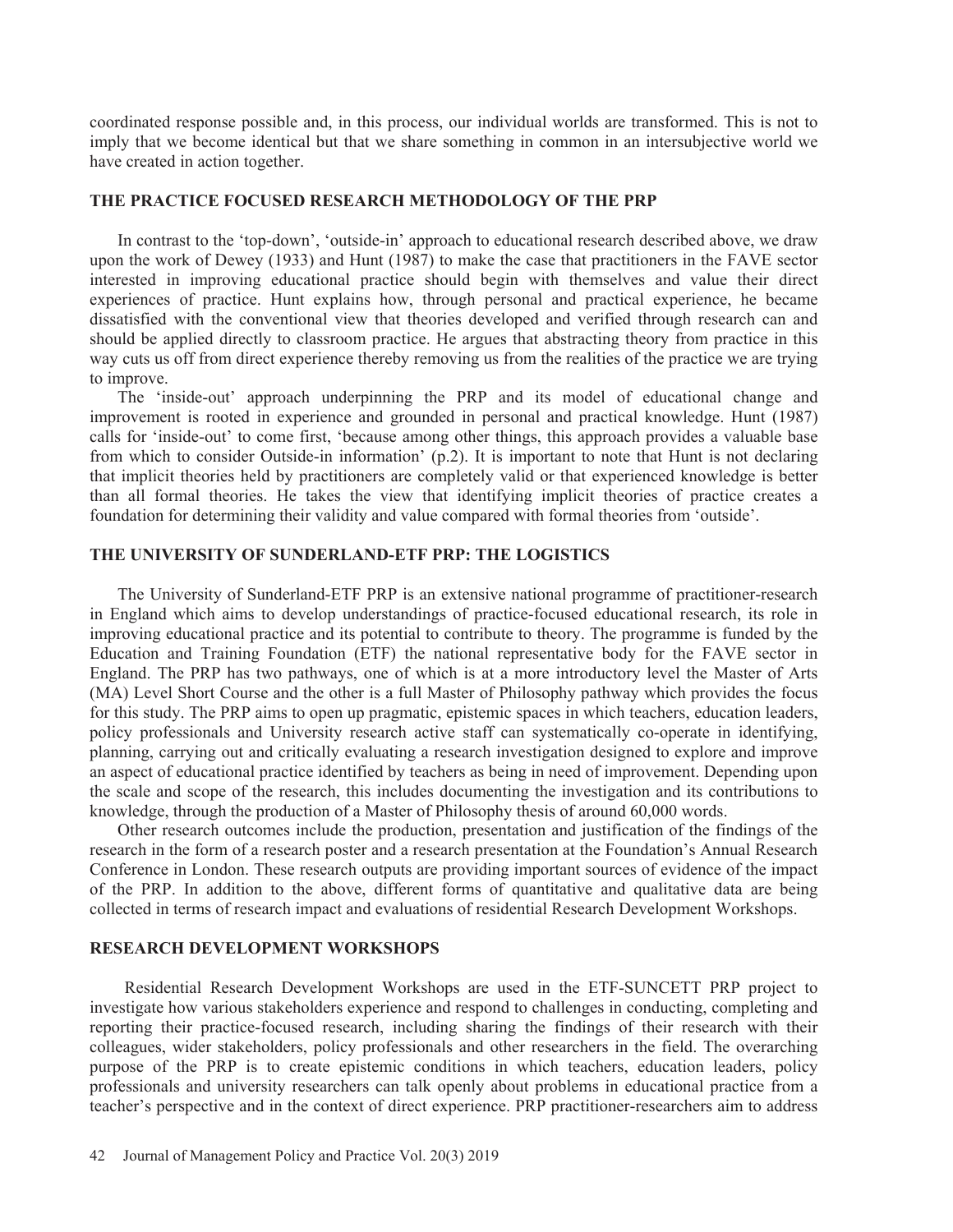coordinated response possible and, in this process, our individual worlds are transformed. This is not to imply that we become identical but that we share something in common in an intersubjective world we have created in action together.

## THE PRACTICE FOCUSED RESEARCH METHODOLOGY OF THE PRP

In contrast to the 'top-down', 'outside-in' approach to educational research described above, we draw upon the work of Dewey (1933) and Hunt (1987) to make the case that practitioners in the FAVE sector interested in improving educational practice should begin with themselves and value their direct experiences of practice. Hunt explains how, through personal and practical experience, he became dissatisfied with the conventional view that theories developed and verified through research can and should be applied directly to classroom practice. He argues that abstracting theory from practice in this way cuts us off from direct experience thereby removing us from the realities of the practice we are trying to improve.

The 'inside-out' approach underpinning the PRP and its model of educational change and improvement is rooted in experience and grounded in personal and practical knowledge. Hunt (1987) calls for 'inside-out' to come first, 'because among other things, this approach provides a valuable base from which to consider Outside-in information' (p.2). It is important to note that Hunt is not declaring that implicit theories held by practitioners are completely valid or that experienced knowledge is better than all formal theories. He takes the view that identifying implicit theories of practice creates a foundation for determining their validity and value compared with formal theories from 'outside'.

## THE UNIVERSITY OF SUNDERLAND-ETF PRP: THE LOGISTICS

The University of Sunderland-ETF PRP is an extensive national programme of practitioner-research in England which aims to develop understandings of practice-focused educational research, its role in improving educational practice and its potential to contribute to theory. The programme is funded by the Education and Training Foundation (ETF) the national representative body for the FAVE sector in England. The PRP has two pathways, one of which is at a more introductory level the Master of Arts (MA) Level Short Course and the other is a full Master of Philosophy pathway which provides the focus for this study. The PRP aims to open up pragmatic, epistemic spaces in which teachers, education leaders, policy professionals and University research active staff can systematically co-operate in identifying, planning, carrying out and critically evaluating a research investigation designed to explore and improve an aspect of educational practice identified by teachers as being in need of improvement. Depending upon the scale and scope of the research, this includes documenting the investigation and its contributions to knowledge, through the production of a Master of Philosophy thesis of around 60,000 words.

Other research outcomes include the production, presentation and justification of the findings of the research in the form of a research poster and a research presentation at the Foundation's Annual Research Conference in London. These research outputs are providing important sources of evidence of the impact of the PRP. In addition to the above, different forms of quantitative and qualitative data are being collected in terms of research impact and evaluations of residential Research Development Workshops.

## RESEARCH DEVELOPMENT WORKSHOPS

Residential Research Development Workshops are used in the ETF-SUNCETT PRP project to investigate how various stakeholders experience and respond to challenges in conducting, completing and reporting their practice-focused research, including sharing the findings of their research with their colleagues, wider stakeholders, policy professionals and other researchers in the field. The overarching purpose of the PRP is to create epistemic conditions in which teachers, education leaders, policy professionals and university researchers can talk openly about problems in educational practice from a teacher's perspective and in the context of direct experience. PRP practitioner-researchers aim to address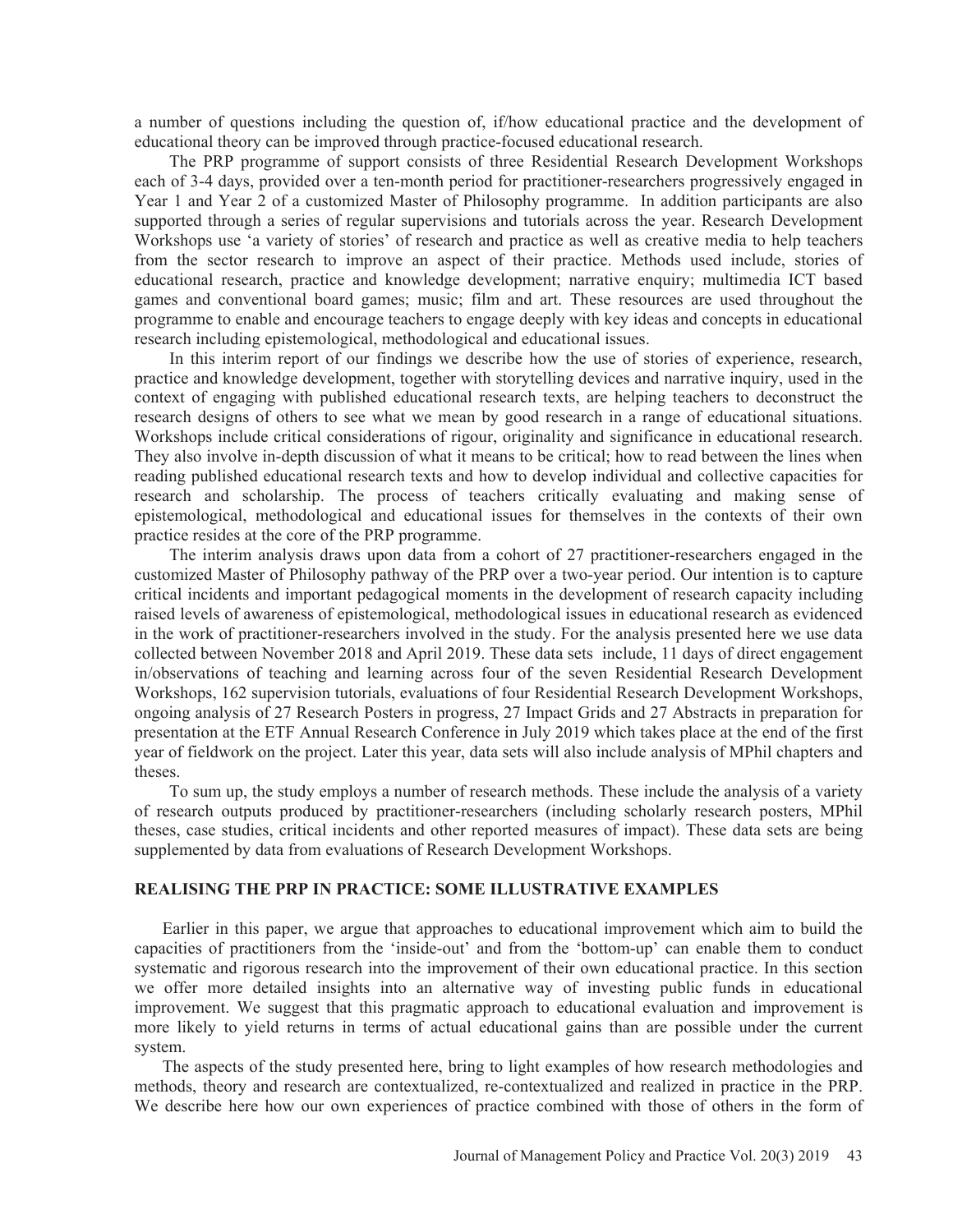a number of questions including the question of, if/how educational practice and the development of educational theory can be improved through practice-focused educational research.

The PRP programme of support consists of three Residential Research Development Workshops each of 3-4 days, provided over a ten-month period for practitioner-researchers progressively engaged in Year 1 and Year 2 of a customized Master of Philosophy programme. In addition participants are also supported through a series of regular supervisions and tutorials across the year. Research Development Workshops use 'a variety of stories' of research and practice as well as creative media to help teachers from the sector research to improve an aspect of their practice. Methods used include, stories of educational research, practice and knowledge development; narrative enquiry; multimedia ICT based games and conventional board games; music; film and art. These resources are used throughout the programme to enable and encourage teachers to engage deeply with key ideas and concepts in educational research including epistemological, methodological and educational issues.

In this interim report of our findings we describe how the use of stories of experience, research, practice and knowledge development, together with storytelling devices and narrative inquiry, used in the context of engaging with published educational research texts, are helping teachers to deconstruct the research designs of others to see what we mean by good research in a range of educational situations. Workshops include critical considerations of rigour, originality and significance in educational research. They also involve in-depth discussion of what it means to be critical; how to read between the lines when reading published educational research texts and how to develop individual and collective capacities for research and scholarship. The process of teachers critically evaluating and making sense of epistemological, methodological and educational issues for themselves in the contexts of their own practice resides at the core of the PRP programme.

The interim analysis draws upon data from a cohort of 27 practitioner-researchers engaged in the customized Master of Philosophy pathway of the PRP over a two-year period. Our intention is to capture critical incidents and important pedagogical moments in the development of research capacity including raised levels of awareness of epistemological, methodological issues in educational research as evidenced in the work of practitioner-researchers involved in the study. For the analysis presented here we use data collected between November 2018 and April 2019. These data sets include, 11 days of direct engagement in/observations of teaching and learning across four of the seven Residential Research Development Workshops, 162 supervision tutorials, evaluations of four Residential Research Development Workshops, ongoing analysis of 27 Research Posters in progress, 27 Impact Grids and 27 Abstracts in preparation for presentation at the ETF Annual Research Conference in July 2019 which takes place at the end of the first year of fieldwork on the project. Later this year, data sets will also include analysis of MPhil chapters and theses.

To sum up, the study employs a number of research methods. These include the analysis of a variety of research outputs produced by practitioner-researchers (including scholarly research posters, MPhil theses, case studies, critical incidents and other reported measures of impact). These data sets are being supplemented by data from evaluations of Research Development Workshops.

## REALISING THE PRP IN PRACTICE: SOME ILLUSTRATIVE EXAMPLES

Earlier in this paper, we argue that approaches to educational improvement which aim to build the capacities of practitioners from the 'inside-out' and from the 'bottom-up' can enable them to conduct systematic and rigorous research into the improvement of their own educational practice. In this section we offer more detailed insights into an alternative way of investing public funds in educational improvement. We suggest that this pragmatic approach to educational evaluation and improvement is more likely to yield returns in terms of actual educational gains than are possible under the current system.

The aspects of the study presented here, bring to light examples of how research methodologies and methods, theory and research are contextualized, re-contextualized and realized in practice in the PRP. We describe here how our own experiences of practice combined with those of others in the form of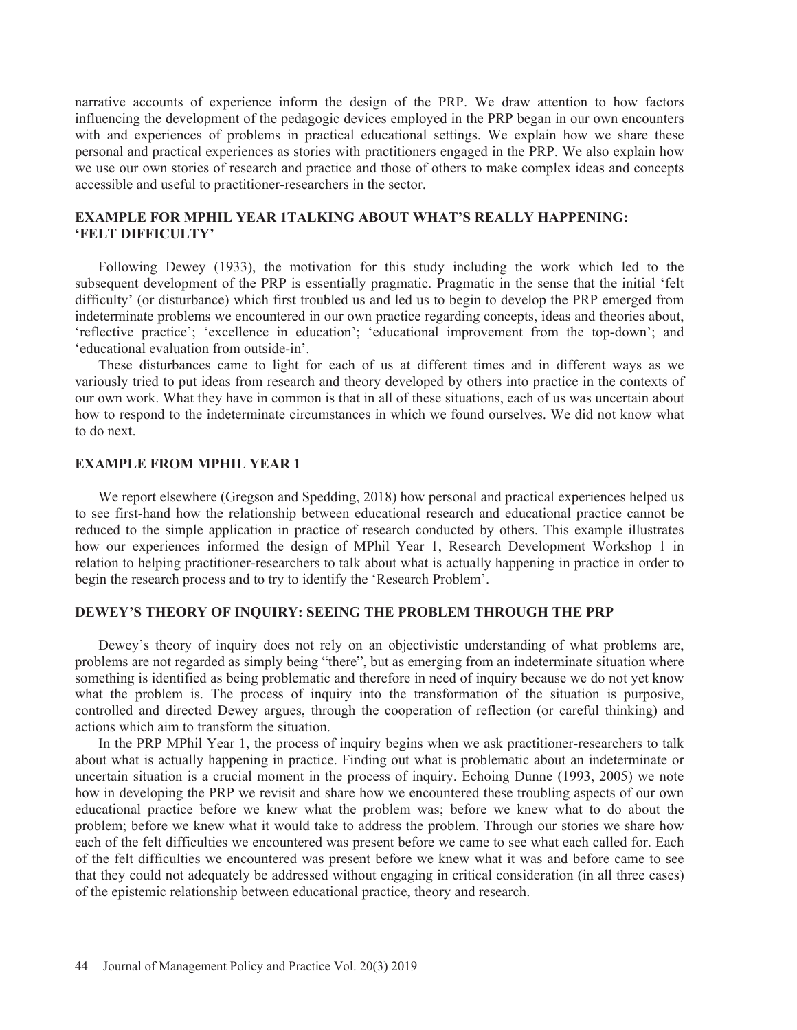narrative accounts of experience inform the design of the PRP. We draw attention to how factors influencing the development of the pedagogic devices employed in the PRP began in our own encounters with and experiences of problems in practical educational settings. We explain how we share these personal and practical experiences as stories with practitioners engaged in the PRP. We also explain how we use our own stories of research and practice and those of others to make complex ideas and concepts accessible and useful to practitioner-researchers in the sector.

## EXAMPLE FOR MPHIL YEAR 1TALKING ABOUT WHAT'S REALLY HAPPENING: 'FELT DIFFICULTY'

Following Dewey (1933), the motivation for this study including the work which led to the subsequent development of the PRP is essentially pragmatic. Pragmatic in the sense that the initial 'felt difficulty' (or disturbance) which first troubled us and led us to begin to develop the PRP emerged from indeterminate problems we encountered in our own practice regarding concepts, ideas and theories about, 'reflective practice'; 'excellence in education'; 'educational improvement from the top-down'; and 'educational evaluation from outside-in'.

These disturbances came to light for each of us at different times and in different ways as we variously tried to put ideas from research and theory developed by others into practice in the contexts of our own work. What they have in common is that in all of these situations, each of us was uncertain about how to respond to the indeterminate circumstances in which we found ourselves. We did not know what to do next.

## EXAMPLE FROM MPHIL YEAR 1

We report elsewhere (Gregson and Spedding, 2018) how personal and practical experiences helped us to see first-hand how the relationship between educational research and educational practice cannot be reduced to the simple application in practice of research conducted by others. This example illustrates how our experiences informed the design of MPhil Year 1, Research Development Workshop 1 in relation to helping practitioner-researchers to talk about what is actually happening in practice in order to begin the research process and to try to identify the 'Research Problem'.

## DEWEY'S THEORY OF INQUIRY: SEEING THE PROBLEM THROUGH THE PRP

Dewey's theory of inquiry does not rely on an objectivistic understanding of what problems are, problems are not regarded as simply being "there", but as emerging from an indeterminate situation where something is identified as being problematic and therefore in need of inquiry because we do not yet know what the problem is. The process of inquiry into the transformation of the situation is purposive, controlled and directed Dewey argues, through the cooperation of reflection (or careful thinking) and actions which aim to transform the situation.

In the PRP MPhil Year 1, the process of inquiry begins when we ask practitioner-researchers to talk about what is actually happening in practice. Finding out what is problematic about an indeterminate or uncertain situation is a crucial moment in the process of inquiry. Echoing Dunne (1993, 2005) we note how in developing the PRP we revisit and share how we encountered these troubling aspects of our own educational practice before we knew what the problem was; before we knew what to do about the problem; before we knew what it would take to address the problem. Through our stories we share how each of the felt difficulties we encountered was present before we came to see what each called for. Each of the felt difficulties we encountered was present before we knew what it was and before came to see that they could not adequately be addressed without engaging in critical consideration (in all three cases) of the epistemic relationship between educational practice, theory and research.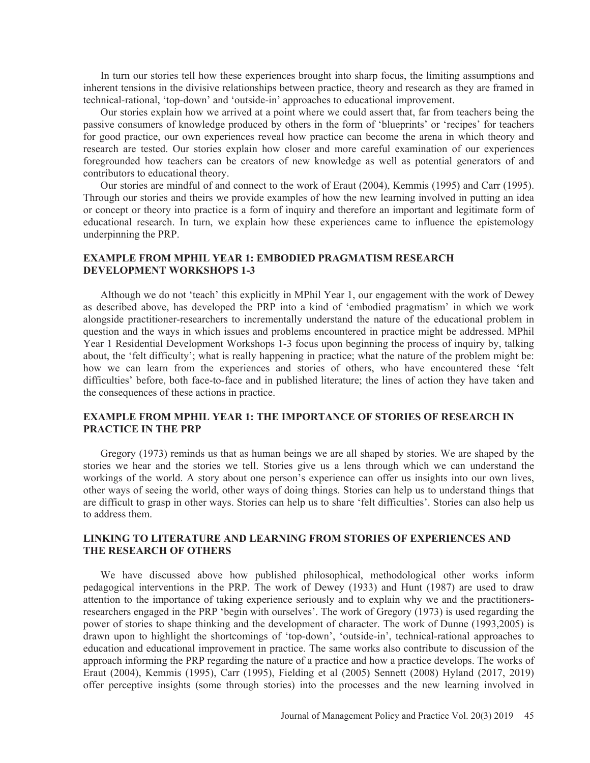In turn our stories tell how these experiences brought into sharp focus, the limiting assumptions and inherent tensions in the divisive relationships between practice, theory and research as they are framed in technical-rational, 'top-down' and 'outside-in' approaches to educational improvement.

Our stories explain how we arrived at a point where we could assert that, far from teachers being the passive consumers of knowledge produced by others in the form of 'blueprints' or 'recipes' for teachers for good practice, our own experiences reveal how practice can become the arena in which theory and research are tested. Our stories explain how closer and more careful examination of our experiences foregrounded how teachers can be creators of new knowledge as well as potential generators of and contributors to educational theory.

Our stories are mindful of and connect to the work of Eraut (2004), Kemmis (1995) and Carr (1995). Through our stories and theirs we provide examples of how the new learning involved in putting an idea or concept or theory into practice is a form of inquiry and therefore an important and legitimate form of educational research. In turn, we explain how these experiences came to influence the epistemology underpinning the PRP.

## EXAMPLE FROM MPHIL YEAR 1: EMBODIED PRAGMATISM RESEARCH DEVELOPMENT WORKSHOPS 1-3

Although we do not 'teach' this explicitly in MPhil Year 1, our engagement with the work of Dewey as described above, has developed the PRP into a kind of 'embodied pragmatism' in which we work alongside practitioner-researchers to incrementally understand the nature of the educational problem in question and the ways in which issues and problems encountered in practice might be addressed. MPhil Year 1 Residential Development Workshops 1-3 focus upon beginning the process of inquiry by, talking about, the 'felt difficulty'; what is really happening in practice; what the nature of the problem might be: how we can learn from the experiences and stories of others, who have encountered these 'felt difficulties' before, both face-to-face and in published literature; the lines of action they have taken and the consequences of these actions in practice.

## EXAMPLE FROM MPHIL YEAR 1: THE IMPORTANCE OF STORIES OF RESEARCH IN PRACTICE IN THE PRP

Gregory (1973) reminds us that as human beings we are all shaped by stories. We are shaped by the stories we hear and the stories we tell. Stories give us a lens through which we can understand the workings of the world. A story about one person's experience can offer us insights into our own lives, other ways of seeing the world, other ways of doing things. Stories can help us to understand things that are difficult to grasp in other ways. Stories can help us to share 'felt difficulties'. Stories can also help us to address them.

## LINKING TO LITERATURE AND LEARNING FROM STORIES OF EXPERIENCES AND THE RESEARCH OF OTHERS

We have discussed above how published philosophical, methodological other works inform pedagogical interventions in the PRP. The work of Dewey (1933) and Hunt (1987) are used to draw attention to the importance of taking experience seriously and to explain why we and the practitioners-researchers engaged in the PRP 'begin with ourselves'. The work of Gregory (1973) is used regarding the power of stories to shape thinking and the development of character. The work of Dunne (1993,2005) is drawn upon to highlight the shortcomings of 'top-down', 'outside-in', technical-rational approaches to education and educational improvement in practice. The same works also contribute to discussion of the approach informing the PRP regarding the nature of a practice and how a practice develops. The works of Eraut (2004), Kemmis (1995), Carr (1995), Fielding et al (2005) Sennett (2008) Hyland (2017, 2019) offer perceptive insights (some through stories) into the processes and the new learning involved in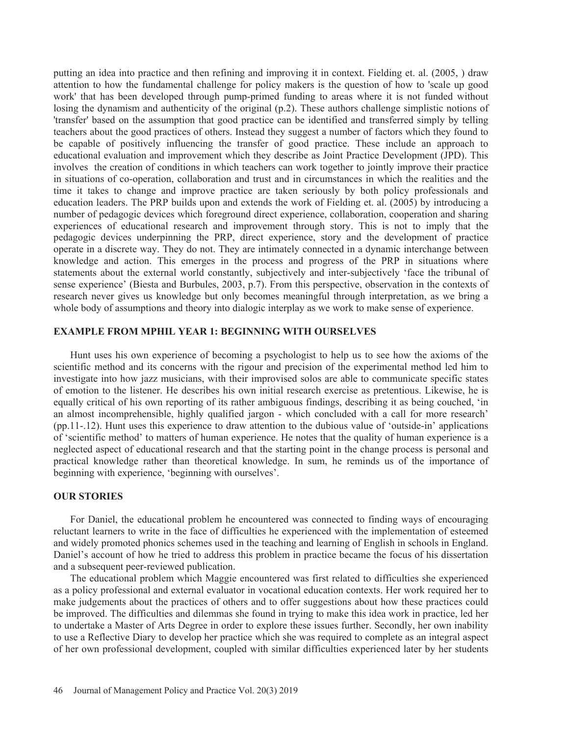putting an idea into practice and then refining and improving it in context. Fielding et. al. (2005, ) draw attention to how the fundamental challenge for policy makers is the question of how to 'scale up good work' that has been developed through pump-primed funding to areas where it is not funded without losing the dynamism and authenticity of the original (p.2). These authors challenge simplistic notions of 'transfer' based on the assumption that good practice can be identified and transferred simply by telling teachers about the good practices of others. Instead they suggest a number of factors which they found to be capable of positively influencing the transfer of good practice. These include an approach to educational evaluation and improvement which they describe as Joint Practice Development (JPD). This involves the creation of conditions in which teachers can work together to jointly improve their practice in situations of co-operation, collaboration and trust and in circumstances in which the realities and the time it takes to change and improve practice are taken seriously by both policy professionals and education leaders. The PRP builds upon and extends the work of Fielding et. al. (2005) by introducing a number of pedagogic devices which foreground direct experience, collaboration, cooperation and sharing experiences of educational research and improvement through story. This is not to imply that the pedagogic devices underpinning the PRP, direct experience, story and the development of practice operate in a discrete way. They do not. They are intimately connected in a dynamic interchange between knowledge and action. This emerges in the process and progress of the PRP in situations where statements about the external world constantly, subjectively and inter-subjectively 'face the tribunal of sense experience' (Biesta and Burbules, 2003, p.7). From this perspective, observation in the contexts of research never gives us knowledge but only becomes meaningful through interpretation, as we bring a whole body of assumptions and theory into dialogic interplay as we work to make sense of experience.

## EXAMPLE FROM MPHIL YEAR 1: BEGINNING WITH OURSELVES

Hunt uses his own experience of becoming a psychologist to help us to see how the axioms of the scientific method and its concerns with the rigour and precision of the experimental method led him to investigate into how jazz musicians, with their improvised solos are able to communicate specific states of emotion to the listener. He describes his own initial research exercise as pretentious. Likewise, he is equally critical of his own reporting of its rather ambiguous findings, describing it as being couched, 'in an almost incomprehensible, highly qualified jargon - which concluded with a call for more research' (pp.11-.12). Hunt uses this experience to draw attention to the dubious value of 'outside-in' applications of 'scientific method' to matters of human experience. He notes that the quality of human experience is a neglected aspect of educational research and that the starting point in the change process is personal and practical knowledge rather than theoretical knowledge. In sum, he reminds us of the importance of beginning with experience, 'beginning with ourselves'.

## OUR STORIES

For Daniel, the educational problem he encountered was connected to finding ways of encouraging reluctant learners to write in the face of difficulties he experienced with the implementation of esteemed and widely promoted phonics schemes used in the teaching and learning of English in schools in England. Daniel's account of how he tried to address this problem in practice became the focus of his dissertation and a subsequent peer-reviewed publication.

The educational problem which Maggie encountered was first related to difficulties she experienced as a policy professional and external evaluator in vocational education contexts. Her work required her to make judgements about the practices of others and to offer suggestions about how these practices could be improved. The difficulties and dilemmas she found in trying to make this idea work in practice, led her to undertake a Master of Arts Degree in order to explore these issues further. Secondly, her own inability to use a Reflective Diary to develop her practice which she was required to complete as an integral aspect of her own professional development, coupled with similar difficulties experienced later by her students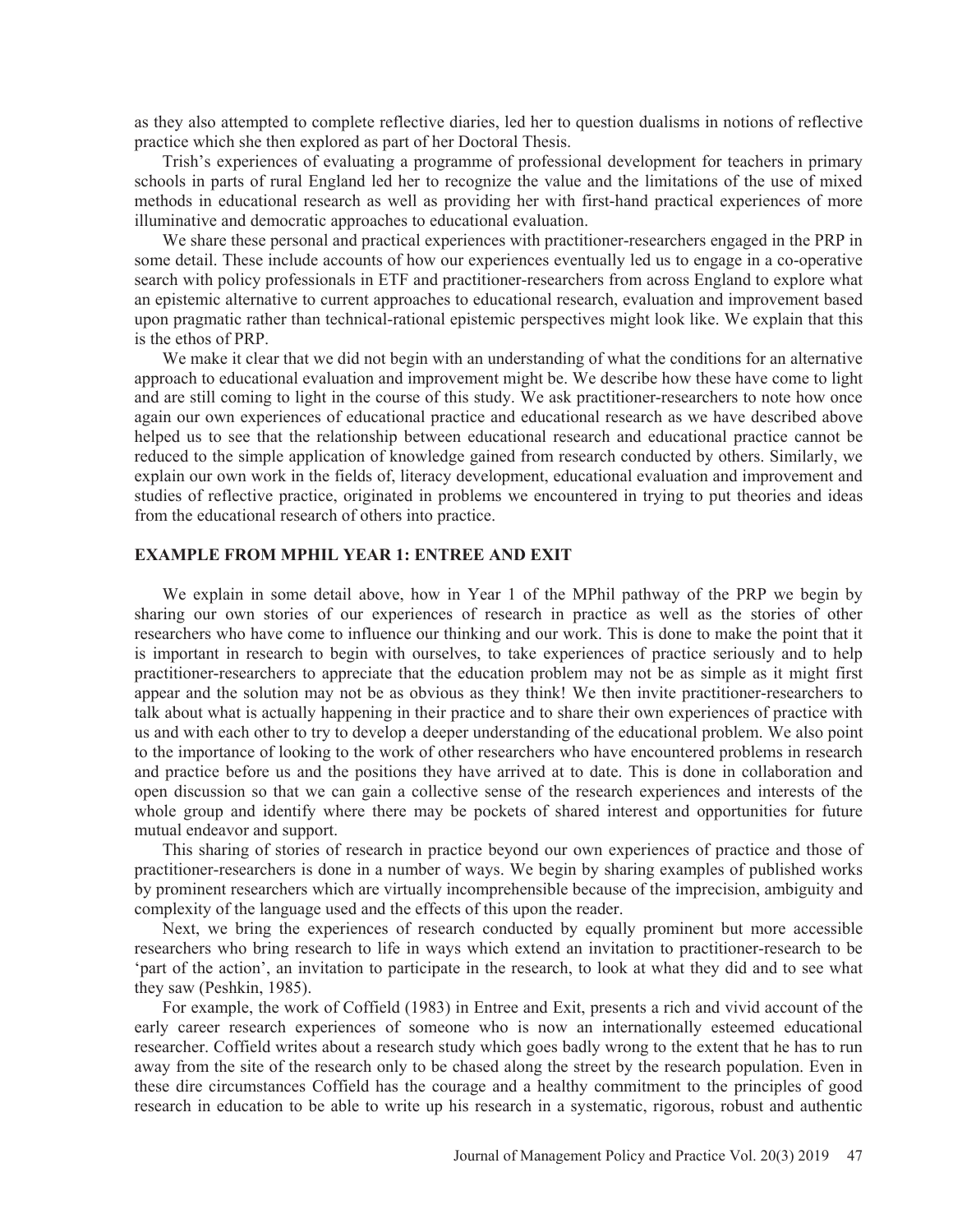as they also attempted to complete reflective diaries, led her to question dualisms in notions of reflective practice which she then explored as part of her Doctoral Thesis.

Trish's experiences of evaluating a programme of professional development for teachers in primary schools in parts of rural England led her to recognize the value and the limitations of the use of mixed methods in educational research as well as providing her with first-hand practical experiences of more illuminative and democratic approaches to educational evaluation.

We share these personal and practical experiences with practitioner-researchers engaged in the PRP in some detail. These include accounts of how our experiences eventually led us to engage in a co-operative search with policy professionals in ETF and practitioner-researchers from across England to explore what an epistemic alternative to current approaches to educational research, evaluation and improvement based upon pragmatic rather than technical-rational epistemic perspectives might look like. We explain that this is the ethos of PRP.

We make it clear that we did not begin with an understanding of what the conditions for an alternative approach to educational evaluation and improvement might be. We describe how these have come to light and are still coming to light in the course of this study. We ask practitioner-researchers to note how once again our own experiences of educational practice and educational research as we have described above helped us to see that the relationship between educational research and educational practice cannot be reduced to the simple application of knowledge gained from research conducted by others. Similarly, we explain our own work in the fields of, literacy development, educational evaluation and improvement and studies of reflective practice, originated in problems we encountered in trying to put theories and ideas from the educational research of others into practice.

## EXAMPLE FROM MPHIL YEAR 1: ENTREE AND EXIT

We explain in some detail above, how in Year 1 of the MPhil pathway of the PRP we begin by sharing our own stories of our experiences of research in practice as well as the stories of other researchers who have come to influence our thinking and our work. This is done to make the point that it is important in research to begin with ourselves, to take experiences of practice seriously and to help practitioner-researchers to appreciate that the education problem may not be as simple as it might first appear and the solution may not be as obvious as they think! We then invite practitioner-researchers to talk about what is actually happening in their practice and to share their own experiences of practice with us and with each other to try to develop a deeper understanding of the educational problem. We also point to the importance of looking to the work of other researchers who have encountered problems in research and practice before us and the positions they have arrived at to date. This is done in collaboration and open discussion so that we can gain a collective sense of the research experiences and interests of the whole group and identify where there may be pockets of shared interest and opportunities for future mutual endeavor and support.

This sharing of stories of research in practice beyond our own experiences of practice and those of practitioner-researchers is done in a number of ways. We begin by sharing examples of published works by prominent researchers which are virtually incomprehensible because of the imprecision, ambiguity and complexity of the language used and the effects of this upon the reader.

Next, we bring the experiences of research conducted by equally prominent but more accessible researchers who bring research to life in ways which extend an invitation to practitioner-research to be 'part of the action', an invitation to participate in the research, to look at what they did and to see what they saw (Peshkin, 1985).

For example, the work of Coffield (1983) in Entree and Exit, presents a rich and vivid account of the early career research experiences of someone who is now an internationally esteemed educational researcher. Coffield writes about a research study which goes badly wrong to the extent that he has to run away from the site of the research only to be chased along the street by the research population. Even in these dire circumstances Coffield has the courage and a healthy commitment to the principles of good research in education to be able to write up his research in a systematic, rigorous, robust and authentic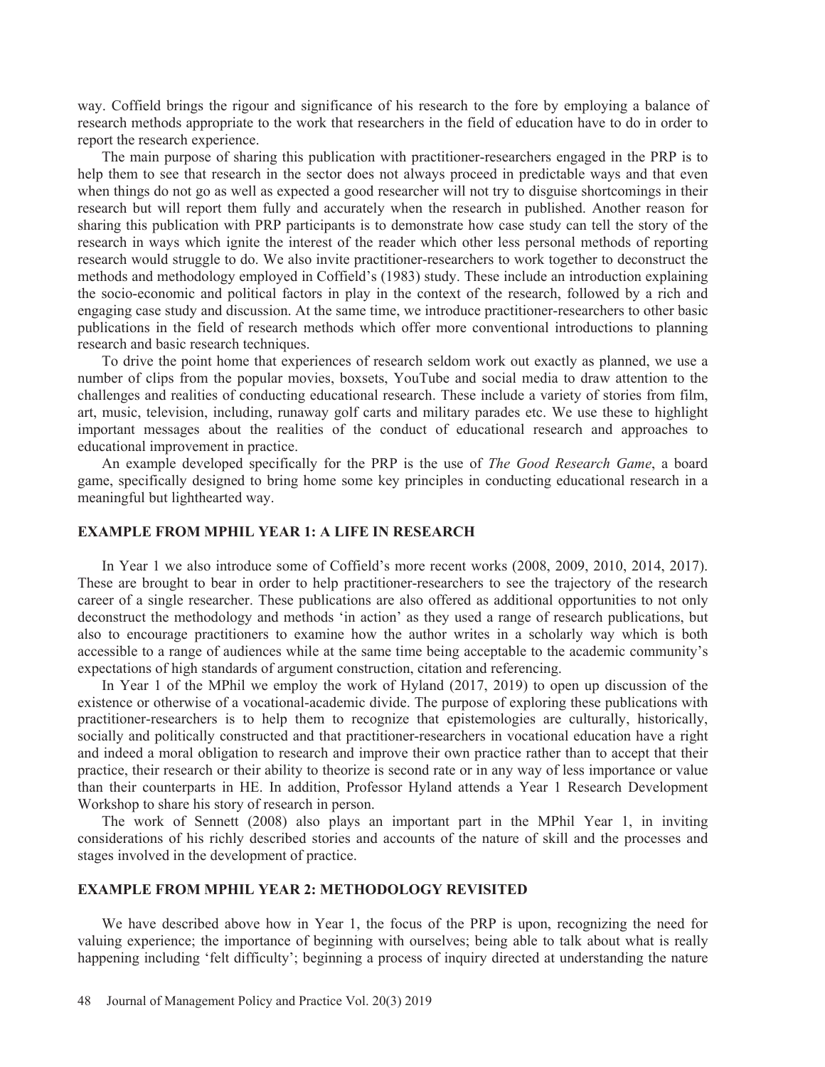way. Coffield brings the rigour and significance of his research to the fore by employing a balance of research methods appropriate to the work that researchers in the field of education have to do in order to report the research experience.

The main purpose of sharing this publication with practitioner-researchers engaged in the PRP is to help them to see that research in the sector does not always proceed in predictable ways and that even when things do not go as well as expected a good researcher will not try to disguise shortcomings in their research but will report them fully and accurately when the research in published. Another reason for sharing this publication with PRP participants is to demonstrate how case study can tell the story of the research in ways which ignite the interest of the reader which other less personal methods of reporting research would struggle to do. We also invite practitioner-researchers to work together to deconstruct the methods and methodology employed in Coffield's (1983) study. These include an introduction explaining the socio-economic and political factors in play in the context of the research, followed by a rich and engaging case study and discussion. At the same time, we introduce practitioner-researchers to other basic publications in the field of research methods which offer more conventional introductions to planning research and basic research techniques.

To drive the point home that experiences of research seldom work out exactly as planned, we use a number of clips from the popular movies, boxsets, YouTube and social media to draw attention to the challenges and realities of conducting educational research. These include a variety of stories from film, art, music, television, including, runaway golf carts and military parades etc. We use these to highlight important messages about the realities of the conduct of educational research and approaches to educational improvement in practice.

An example developed specifically for the PRP is the use of *The Good Research Game*, a board game, specifically designed to bring home some key principles in conducting educational research in a meaningful but lighthearted way.

## EXAMPLE FROM MPHIL YEAR 1: A LIFE IN RESEARCH

In Year 1 we also introduce some of Coffield's more recent works (2008, 2009, 2010, 2014, 2017). These are brought to bear in order to help practitioner-researchers to see the trajectory of the research career of a single researcher. These publications are also offered as additional opportunities to not only deconstruct the methodology and methods 'in action' as they used a range of research publications, but also to encourage practitioners to examine how the author writes in a scholarly way which is both accessible to a range of audiences while at the same time being acceptable to the academic community's expectations of high standards of argument construction, citation and referencing.

In Year 1 of the MPhil we employ the work of Hyland (2017, 2019) to open up discussion of the existence or otherwise of a vocational-academic divide. The purpose of exploring these publications with practitioner-researchers is to help them to recognize that epistemologies are culturally, historically, socially and politically constructed and that practitioner-researchers in vocational education have a right and indeed a moral obligation to research and improve their own practice rather than to accept that their practice, their research or their ability to theorize is second rate or in any way of less importance or value than their counterparts in HE. In addition, Professor Hyland attends a Year 1 Research Development Workshop to share his story of research in person.

The work of Sennett (2008) also plays an important part in the MPhil Year 1, in inviting considerations of his richly described stories and accounts of the nature of skill and the processes and stages involved in the development of practice.

## EXAMPLE FROM MPHIL YEAR 2: METHODOLOGY REVISITED

We have described above how in Year 1, the focus of the PRP is upon, recognizing the need for valuing experience; the importance of beginning with ourselves; being able to talk about what is really happening including 'felt difficulty'; beginning a process of inquiry directed at understanding the nature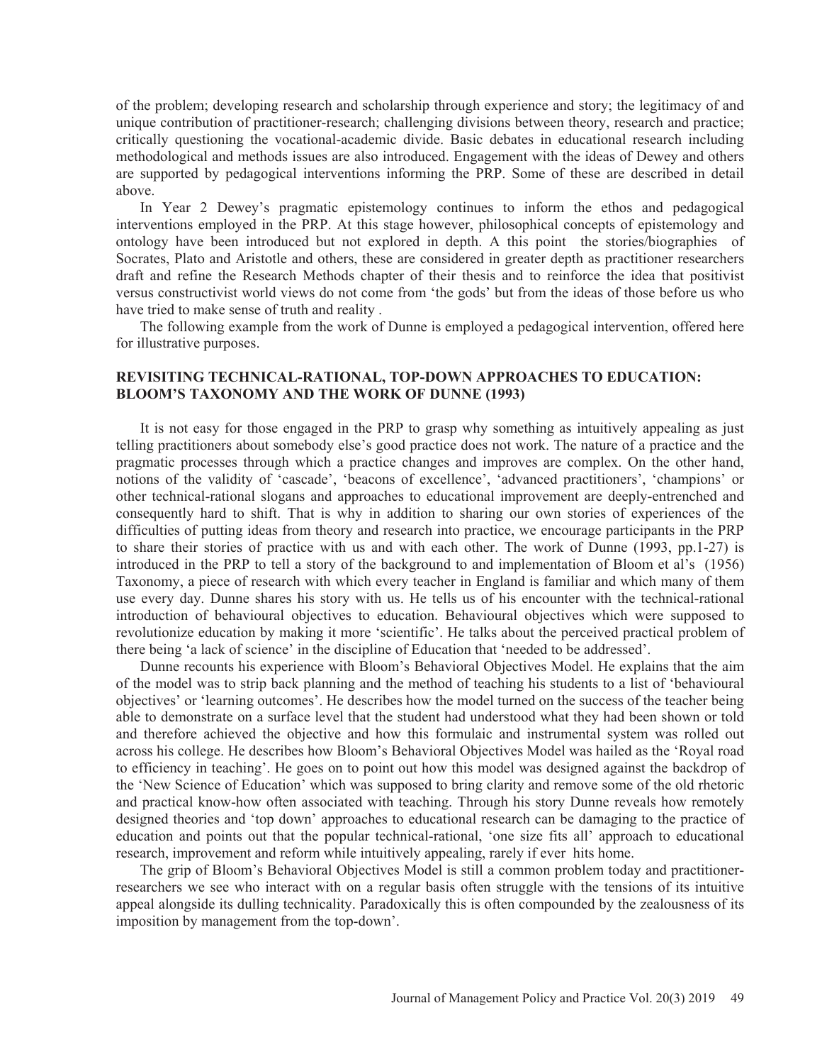of the problem; developing research and scholarship through experience and story; the legitimacy of and unique contribution of practitioner-research; challenging divisions between theory, research and practice; critically questioning the vocational-academic divide. Basic debates in educational research including methodological and methods issues are also introduced. Engagement with the ideas of Dewey and others are supported by pedagogical interventions informing the PRP. Some of these are described in detail above.

In Year 2 Dewey's pragmatic epistemology continues to inform the ethos and pedagogical interventions employed in the PRP. At this stage however, philosophical concepts of epistemology and ontology have been introduced but not explored in depth. A this point the stories/biographies of Socrates, Plato and Aristotle and others, these are considered in greater depth as practitioner researchers draft and refine the Research Methods chapter of their thesis and to reinforce the idea that positivist versus constructivist world views do not come from 'the gods' but from the ideas of those before us who have tried to make sense of truth and reality .

The following example from the work of Dunne is employed a pedagogical intervention, offered here for illustrative purposes.

## REVISITING TECHNICAL-RATIONAL, TOP-DOWN APPROACHES TO EDUCATION: BLOOM'S TAXONOMY AND THE WORK OF DUNNE (1993)

It is not easy for those engaged in the PRP to grasp why something as intuitively appealing as just telling practitioners about somebody else's good practice does not work. The nature of a practice and the pragmatic processes through which a practice changes and improves are complex. On the other hand, notions of the validity of 'cascade', 'beacons of excellence', 'advanced practitioners', 'champions' or other technical-rational slogans and approaches to educational improvement are deeply-entrenched and consequently hard to shift. That is why in addition to sharing our own stories of experiences of the difficulties of putting ideas from theory and research into practice, we encourage participants in the PRP to share their stories of practice with us and with each other. The work of Dunne (1993, pp.1-27) is introduced in the PRP to tell a story of the background to and implementation of Bloom et al's (1956) Taxonomy, a piece of research with which every teacher in England is familiar and which many of them use every day. Dunne shares his story with us. He tells us of his encounter with the technical-rational introduction of behavioural objectives to education. Behavioural objectives which were supposed to revolutionize education by making it more 'scientific'. He talks about the perceived practical problem of there being 'a lack of science' in the discipline of Education that 'needed to be addressed'.

Dunne recounts his experience with Bloom's Behavioral Objectives Model. He explains that the aim of the model was to strip back planning and the method of teaching his students to a list of 'behavioural objectives' or 'learning outcomes'. He describes how the model turned on the success of the teacher being able to demonstrate on a surface level that the student had understood what they had been shown or told and therefore achieved the objective and how this formulaic and instrumental system was rolled out across his college. He describes how Bloom's Behavioral Objectives Model was hailed as the 'Royal road to efficiency in teaching'. He goes on to point out how this model was designed against the backdrop of the 'New Science of Education' which was supposed to bring clarity and remove some of the old rhetoric and practical know-how often associated with teaching. Through his story Dunne reveals how remotely designed theories and 'top down' approaches to educational research can be damaging to the practice of education and points out that the popular technical-rational, 'one size fits all' approach to educational research, improvement and reform while intuitively appealing, rarely if ever hits home.

The grip of Bloom's Behavioral Objectives Model is still a common problem today and practitioner-researchers we see who interact with on a regular basis often struggle with the tensions of its intuitive appeal alongside its dulling technicality. Paradoxically this is often compounded by the zealousness of its imposition by management from the top-down'.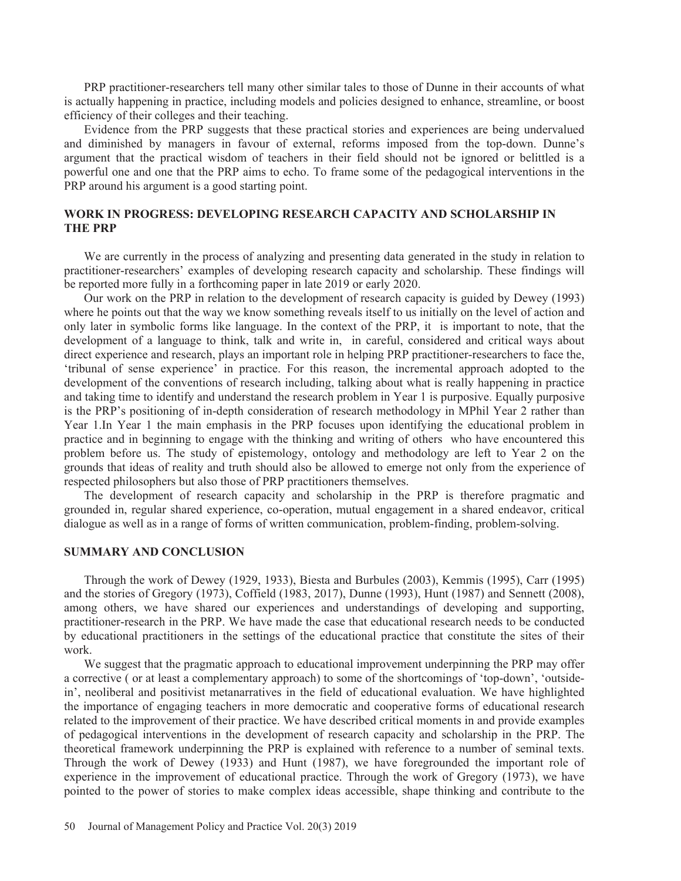PRP practitioner-researchers tell many other similar tales to those of Dunne in their accounts of what is actually happening in practice, including models and policies designed to enhance, streamline, or boost efficiency of their colleges and their teaching.

Evidence from the PRP suggests that these practical stories and experiences are being undervalued and diminished by managers in favour of external, reforms imposed from the top-down. Dunne's argument that the practical wisdom of teachers in their field should not be ignored or belittled is a powerful one and one that the PRP aims to echo. To frame some of the pedagogical interventions in the PRP around his argument is a good starting point.

## WORK IN PROGRESS: DEVELOPING RESEARCH CAPACITY AND SCHOLARSHIP IN THE PRP

We are currently in the process of analyzing and presenting data generated in the study in relation to practitioner-researchers' examples of developing research capacity and scholarship. These findings will be reported more fully in a forthcoming paper in late 2019 or early 2020.

Our work on the PRP in relation to the development of research capacity is guided by Dewey (1993) where he points out that the way we know something reveals itself to us initially on the level of action and only later in symbolic forms like language. In the context of the PRP, it is important to note, that the development of a language to think, talk and write in, in careful, considered and critical ways about direct experience and research, plays an important role in helping PRP practitioner-researchers to face the, 'tribunal of sense experience' in practice. For this reason, the incremental approach adopted to the development of the conventions of research including, talking about what is really happening in practice and taking time to identify and understand the research problem in Year 1 is purposive. Equally purposive is the PRP's positioning of in-depth consideration of research methodology in MPhil Year 2 rather than Year 1.In Year 1 the main emphasis in the PRP focuses upon identifying the educational problem in practice and in beginning to engage with the thinking and writing of others who have encountered this problem before us. The study of epistemology, ontology and methodology are left to Year 2 on the grounds that ideas of reality and truth should also be allowed to emerge not only from the experience of respected philosophers but also those of PRP practitioners themselves.

The development of research capacity and scholarship in the PRP is therefore pragmatic and grounded in, regular shared experience, co-operation, mutual engagement in a shared endeavor, critical dialogue as well as in a range of forms of written communication, problem-finding, problem-solving.

## SUMMARY AND CONCLUSION

Through the work of Dewey (1929, 1933), Biesta and Burbules (2003), Kemmis (1995), Carr (1995) and the stories of Gregory (1973), Coffield (1983, 2017), Dunne (1993), Hunt (1987) and Sennett (2008), among others, we have shared our experiences and understandings of developing and supporting, practitioner-research in the PRP. We have made the case that educational research needs to be conducted by educational practitioners in the settings of the educational practice that constitute the sites of their work.

We suggest that the pragmatic approach to educational improvement underpinning the PRP may offer a corrective ( or at least a complementary approach) to some of the shortcomings of 'top-down', 'outside-in', neoliberal and positivist metanarratives in the field of educational evaluation. We have highlighted the importance of engaging teachers in more democratic and cooperative forms of educational research related to the improvement of their practice. We have described critical moments in and provide examples of pedagogical interventions in the development of research capacity and scholarship in the PRP. The theoretical framework underpinning the PRP is explained with reference to a number of seminal texts. Through the work of Dewey (1933) and Hunt (1987), we have foregrounded the important role of experience in the improvement of educational practice. Through the work of Gregory (1973), we have pointed to the power of stories to make complex ideas accessible, shape thinking and contribute to the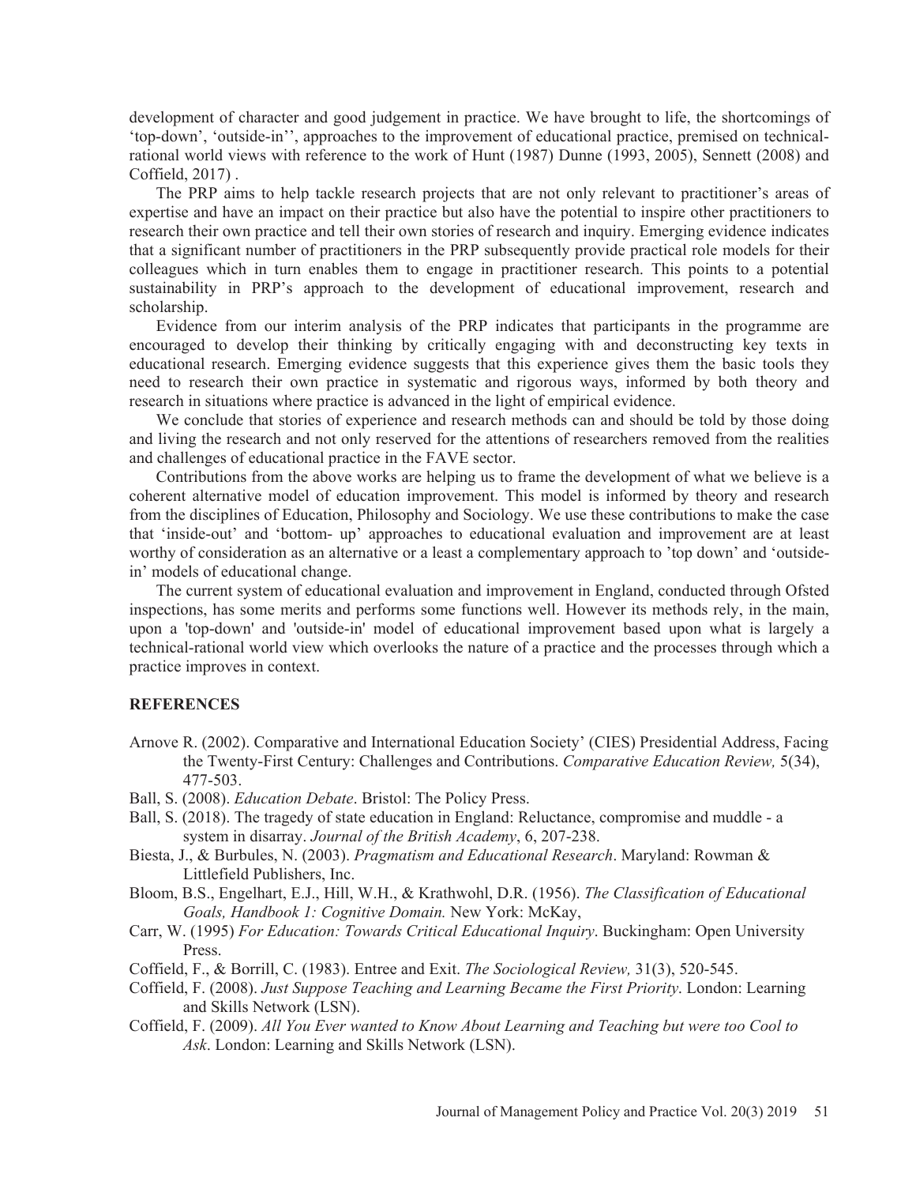development of character and good judgement in practice. We have brought to life, the shortcomings of 'top-down', 'outside-in'', approaches to the improvement of educational practice, premised on technical-rational world views with reference to the work of Hunt (1987) Dunne (1993, 2005), Sennett (2008) and Coffield, 2017) .

The PRP aims to help tackle research projects that are not only relevant to practitioner's areas of expertise and have an impact on their practice but also have the potential to inspire other practitioners to research their own practice and tell their own stories of research and inquiry. Emerging evidence indicates that a significant number of practitioners in the PRP subsequently provide practical role models for their colleagues which in turn enables them to engage in practitioner research. This points to a potential sustainability in PRP's approach to the development of educational improvement, research and scholarship.

Evidence from our interim analysis of the PRP indicates that participants in the programme are encouraged to develop their thinking by critically engaging with and deconstructing key texts in educational research. Emerging evidence suggests that this experience gives them the basic tools they need to research their own practice in systematic and rigorous ways, informed by both theory and research in situations where practice is advanced in the light of empirical evidence.

We conclude that stories of experience and research methods can and should be told by those doing and living the research and not only reserved for the attentions of researchers removed from the realities and challenges of educational practice in the FAVE sector.

Contributions from the above works are helping us to frame the development of what we believe is a coherent alternative model of education improvement. This model is informed by theory and research from the disciplines of Education, Philosophy and Sociology. We use these contributions to make the case that 'inside-out' and 'bottom- up' approaches to educational evaluation and improvement are at least worthy of consideration as an alternative or a least a complementary approach to 'top down' and 'outside-in' models of educational change.

The current system of educational evaluation and improvement in England, conducted through Ofsted inspections, has some merits and performs some functions well. However its methods rely, in the main, upon a 'top-down' and 'outside-in' model of educational improvement based upon what is largely a technical-rational world view which overlooks the nature of a practice and the processes through which a practice improves in context.

## REFERENCES

Arnove R. (2002). Comparative and International Education Society' (CIES) Presidential Address, Facing the Twenty-First Century: Challenges and Contributions. *Comparative Education Review,* 5(34), 477-503.

Ball, S. (2008). *Education Debate*. Bristol: The Policy Press.

Ball, S. (2018). The tragedy of state education in England: Reluctance, compromise and muddle - a system in disarray. *Journal of the British Academy*, 6, 207-238.

Biesta, J., & Burbules, N. (2003). *Pragmatism and Educational Research*. Maryland: Rowman & Littlefield Publishers, Inc.

Bloom, B.S., Engelhart, E.J., Hill, W.H., & Krathwohl, D.R. (1956). *The Classification of Educational Goals, Handbook 1: Cognitive Domain.* New York: McKay,

Carr, W. (1995) *For Education: Towards Critical Educational Inquiry*. Buckingham: Open University Press.

Coffield, F., & Borrill, C. (1983). Entree and Exit. *The Sociological Review,* 31(3), 520-545.

Coffield, F. (2008). *Just Suppose Teaching and Learning Became the First Priority*. London: Learning and Skills Network (LSN).

Coffield, F. (2009). *All You Ever wanted to Know About Learning and Teaching but were too Cool to Ask*. London: Learning and Skills Network (LSN).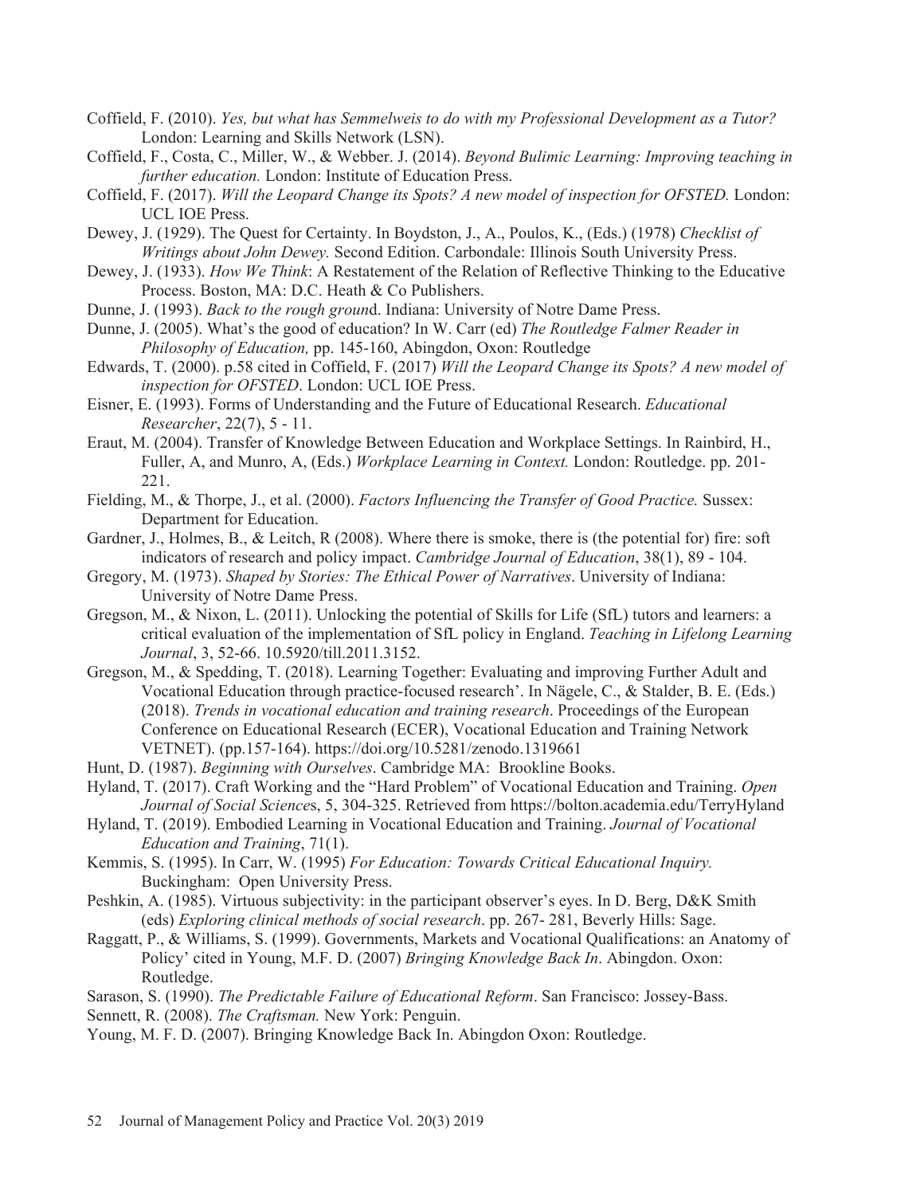Coffield, F. (2010). *Yes, but what has Semmelweis to do with my Professional Development as a Tutor?* London: Learning and Skills Network (LSN).

Coffield, F., Costa, C., Miller, W., & Webber. J. (2014). *Beyond Bulimic Learning: Improving teaching in further education.* London: Institute of Education Press.

Coffield, F. (2017). *Will the Leopard Change its Spots? A new model of inspection for OFSTED.* London: UCL IOE Press.

Dewey, J. (1929). The Quest for Certainty. In Boydston, J., A., Poulos, K., (Eds.) (1978) *Checklist of Writings about John Dewey.* Second Edition. Carbondale: Illinois South University Press.

Dewey, J. (1933). *How We Think*: A Restatement of the Relation of Reflective Thinking to the Educative Process. Boston, MA: D.C. Heath & Co Publishers.

Dunne, J. (1993). *Back to the rough groun*d. Indiana: University of Notre Dame Press.

Dunne, J. (2005). What's the good of education? In W. Carr (ed) *The Routledge Falmer Reader in Philosophy of Education,* pp. 145-160, Abingdon, Oxon: Routledge

Edwards, T. (2000). p.58 cited in Coffield, F. (2017) *Will the Leopard Change its Spots? A new model of inspection for OFSTED*. London: UCL IOE Press.

Eisner, E. (1993). Forms of Understanding and the Future of Educational Research. *Educational Researcher*, 22(7), 5 - 11.

Eraut, M. (2004). Transfer of Knowledge Between Education and Workplace Settings. In Rainbird, H., Fuller, A, and Munro, A, (Eds.) *Workplace Learning in Context.* London: Routledge. pp. 201-221.

Fielding, M., & Thorpe, J., et al. (2000). *Factors Influencing the Transfer of Good Practice.* Sussex: Department for Education.

Gardner, J., Holmes, B., & Leitch, R (2008). Where there is smoke, there is (the potential for) fire: soft indicators of research and policy impact. *Cambridge Journal of Education*, 38(1), 89 - 104.

Gregory, M. (1973). *Shaped by Stories: The Ethical Power of Narratives*. University of Indiana: University of Notre Dame Press.

Gregson, M., & Nixon, L. (2011). Unlocking the potential of Skills for Life (SfL) tutors and learners: a critical evaluation of the implementation of SfL policy in England. *Teaching in Lifelong Learning Journal*, 3, 52-66. 10.5920/till.2011.3152.

Gregson, M., & Spedding, T. (2018). Learning Together: Evaluating and improving Further Adult and Vocational Education through practice-focused research'. In Nägele, C., & Stalder, B. E. (Eds.) (2018). *Trends in vocational education and training research*. Proceedings of the European Conference on Educational Research (ECER), Vocational Education and Training Network VETNET). (pp.157-164). https://doi.org/10.5281/zenodo.1319661

Hunt, D. (1987). *Beginning with Ourselves*. Cambridge MA: Brookline Books.

Hyland, T. (2017). Craft Working and the "Hard Problem" of Vocational Education and Training. *Open Journal of Social Science*s, 5, 304-325. Retrieved from https://bolton.academia.edu/TerryHyland

Hyland, T. (2019). Embodied Learning in Vocational Education and Training. *Journal of Vocational Education and Training*, 71(1).

Kemmis, S. (1995). In Carr, W. (1995) *For Education: Towards Critical Educational Inquiry.* Buckingham: Open University Press.

Peshkin, A. (1985). Virtuous subjectivity: in the participant observer's eyes. In D. Berg, D&K Smith (eds) *Exploring clinical methods of social research*. pp. 267- 281, Beverly Hills: Sage.

Raggatt, P., & Williams, S. (1999). Governments, Markets and Vocational Qualifications: an Anatomy of Policy' cited in Young, M.F. D. (2007) *Bringing Knowledge Back In*. Abingdon. Oxon: Routledge.

Sarason, S. (1990). *The Predictable Failure of Educational Reform*. San Francisco: Jossey-Bass.

Sennett, R. (2008). *The Craftsman.* New York: Penguin.

Young, M. F. D. (2007). Bringing Knowledge Back In. Abingdon Oxon: Routledge.